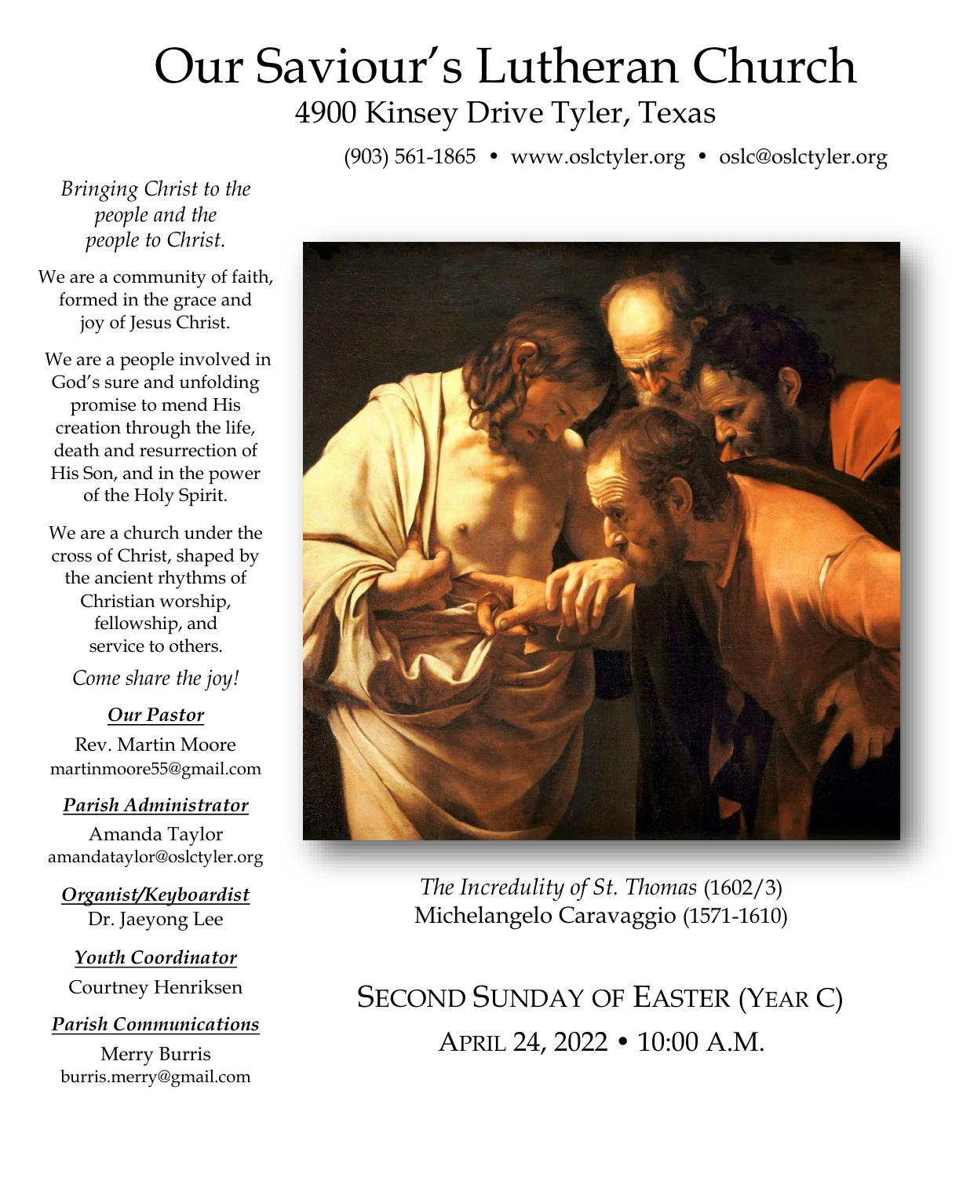# Our Saviour's Lutheran Church

## 4900 Kinsey Drive Tyler, Texas

(903) 561-1865 • www.oslctyler.org • oslc@oslctyler.org

*Bringing Christ to the people and the people to Christ.*

We are a community of faith, formed in the grace and joy of Jesus Christ.

We are a people involved in God's sure and unfolding promise to mend His creation through the life, death and resurrection of His Son, and in the power of the Holy Spirit.

We are a church under the cross of Christ, shaped by the ancient rhythms of Christian worship, fellowship, and service to others.

*Come share the joy!*

***Our Pastor***

Rev. Martin Moore
martinmoore55@gmail.com

***Parish Administrator***

Amanda Taylor
amandataylor@oslctyler.org

***Organist/Keyboardist***

Dr. Jaeyong Lee

***Youth Coordinator***

Courtney Henriksen

***Parish Communications***

Merry Burris
burris.merry@gmail.com

*The Incredulity of St. Thomas* (1602/3)
Michelangelo Caravaggio (1571-1610)

## SECOND SUNDAY OF EASTER (YEAR C)

APRIL 24, 2022 • 10:00 A.M.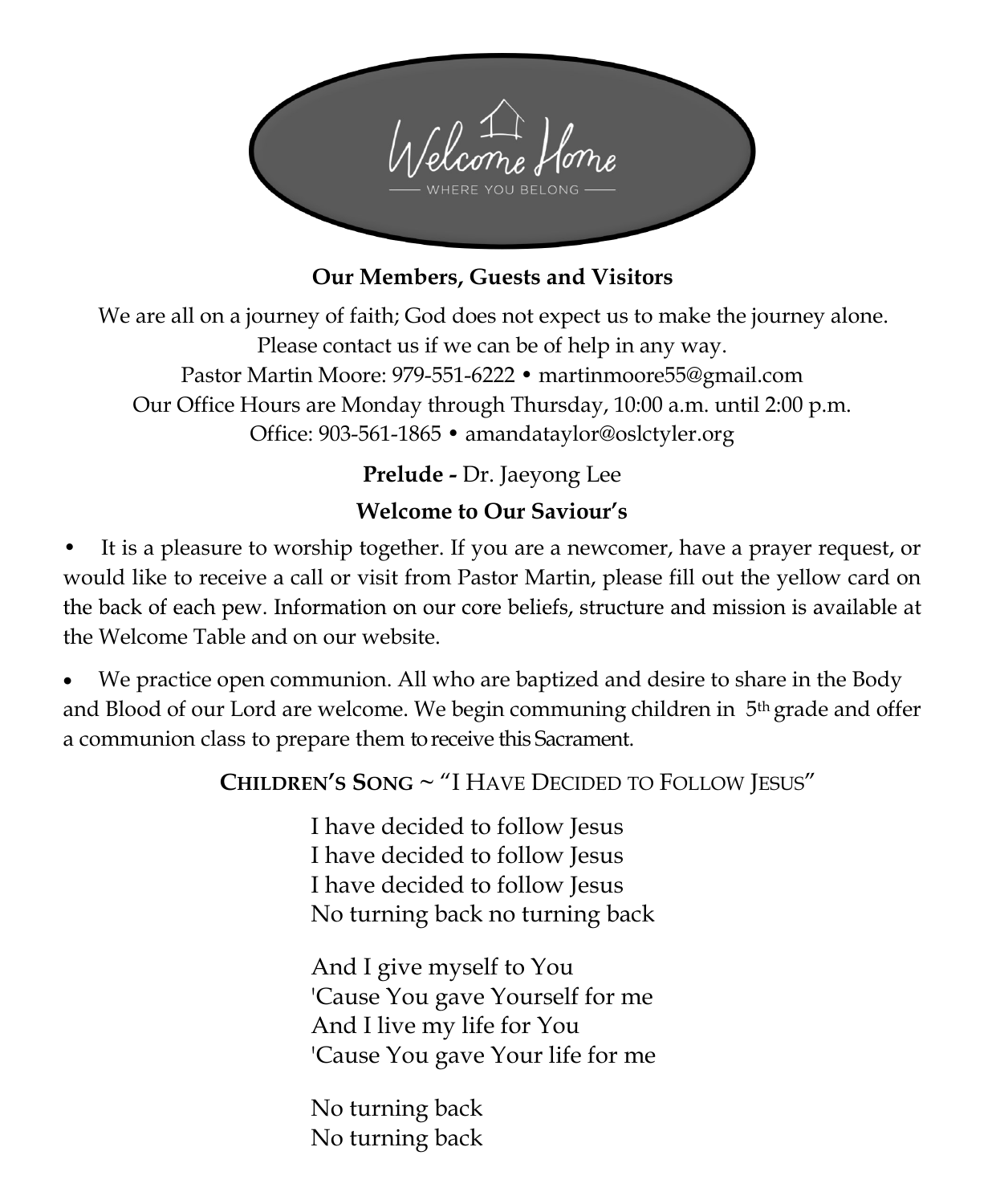Welcome Home

WHERE YOU BELONG

**Our Members, Guests and Visitors**

We are all on a journey of faith; God does not expect us to make the journey alone.
Please contact us if we can be of help in any way.
Pastor Martin Moore: 979-551-6222 • martinmoore55@gmail.com
Our Office Hours are Monday through Thursday, 10:00 a.m. until 2:00 p.m.
Office: 903-561-1865 • amandataylor@oslctyler.org

**Prelude -** Dr. Jaeyong Lee

**Welcome to Our Saviour's**

- It is a pleasure to worship together. If you are a newcomer, have a prayer request, or would like to receive a call or visit from Pastor Martin, please fill out the yellow card on the back of each pew. Information on our core beliefs, structure and mission is available at the Welcome Table and on our website.
- We practice open communion. All who are baptized and desire to share in the Body and Blood of our Lord are welcome. We begin communing children in 5th grade and offer a communion class to prepare them to receive this Sacrament.

**CHILDREN'S SONG** ~ "I HAVE DECIDED TO FOLLOW JESUS"

I have decided to follow Jesus
I have decided to follow Jesus
I have decided to follow Jesus
No turning back no turning back

And I give myself to You
'Cause You gave Yourself for me
And I live my life for You
'Cause You gave Your life for me

No turning back
No turning back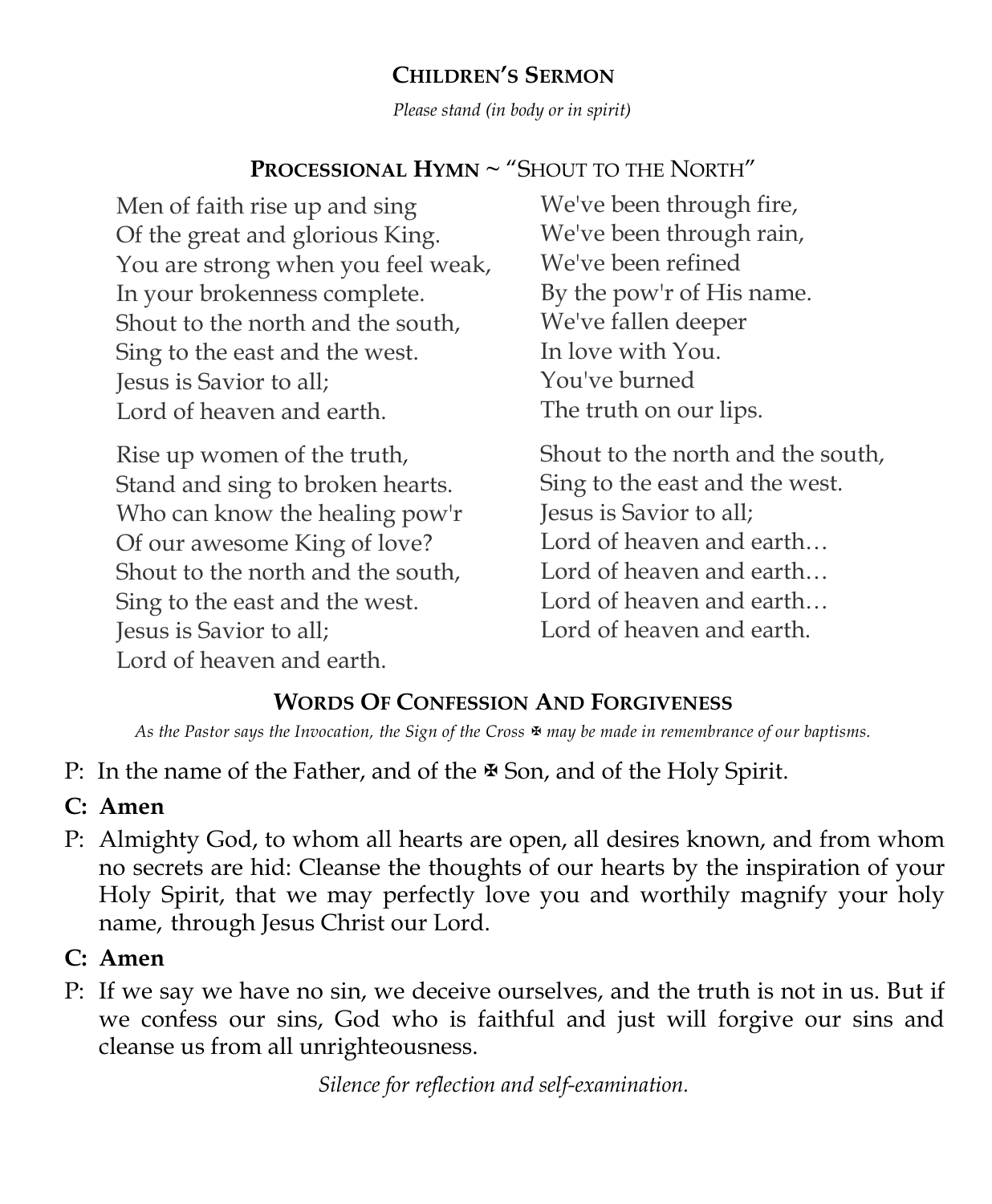## CHILDREN'S SERMON

*Please stand (in body or in spirit)*

## PROCESSIONAL HYMN ~ "SHOUT TO THE NORTH"

Men of faith rise up and sing
Of the great and glorious King.
You are strong when you feel weak,
In your brokenness complete.
Shout to the north and the south,
Sing to the east and the west.
Jesus is Savior to all;
Lord of heaven and earth.

Rise up women of the truth,
Stand and sing to broken hearts.
Who can know the healing pow'r
Of our awesome King of love?
Shout to the north and the south,
Sing to the east and the west.
Jesus is Savior to all;
Lord of heaven and earth.

We've been through fire,
We've been through rain,
We've been refined
By the pow'r of His name.
We've fallen deeper
In love with You.
You've burned
The truth on our lips.

Shout to the north and the south,
Sing to the east and the west.
Jesus is Savior to all;
Lord of heaven and earth…
Lord of heaven and earth…
Lord of heaven and earth…
Lord of heaven and earth.

## WORDS OF CONFESSION AND FORGIVENESS

*As the Pastor says the Invocation, the Sign of the Cross ☩ may be made in remembrance of our baptisms.*

P: In the name of the Father, and of the ☩ Son, and of the Holy Spirit.

**C: Amen**

P: Almighty God, to whom all hearts are open, all desires known, and from whom no secrets are hid: Cleanse the thoughts of our hearts by the inspiration of your Holy Spirit, that we may perfectly love you and worthily magnify your holy name, through Jesus Christ our Lord.

**C: Amen**

P: If we say we have no sin, we deceive ourselves, and the truth is not in us. But if we confess our sins, God who is faithful and just will forgive our sins and cleanse us from all unrighteousness.

*Silence for reflection and self-examination.*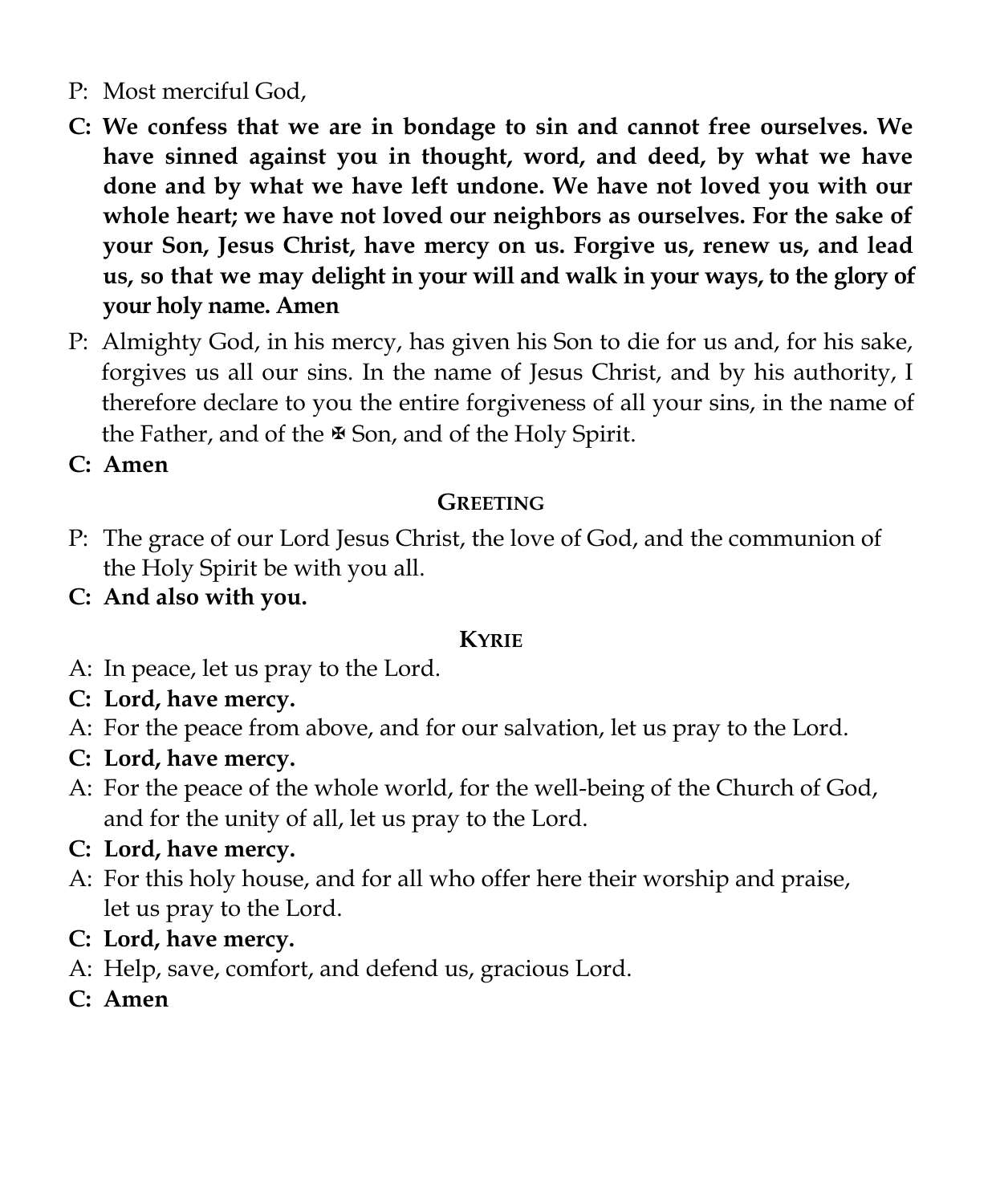P: Most merciful God,

**C: We confess that we are in bondage to sin and cannot free ourselves. We have sinned against you in thought, word, and deed, by what we have done and by what we have left undone. We have not loved you with our whole heart; we have not loved our neighbors as ourselves. For the sake of your Son, Jesus Christ, have mercy on us. Forgive us, renew us, and lead us, so that we may delight in your will and walk in your ways, to the glory of your holy name. Amen**

P: Almighty God, in his mercy, has given his Son to die for us and, for his sake, forgives us all our sins. In the name of Jesus Christ, and by his authority, I therefore declare to you the entire forgiveness of all your sins, in the name of the Father, and of the ✠ Son, and of the Holy Spirit.

**C: Amen**

### Greeting

P: The grace of our Lord Jesus Christ, the love of God, and the communion of the Holy Spirit be with you all.

**C: And also with you.**

### Kyrie

A: In peace, let us pray to the Lord.

**C: Lord, have mercy.**

A: For the peace from above, and for our salvation, let us pray to the Lord.

**C: Lord, have mercy.**

A: For the peace of the whole world, for the well-being of the Church of God, and for the unity of all, let us pray to the Lord.

**C: Lord, have mercy.**

A: For this holy house, and for all who offer here their worship and praise, let us pray to the Lord.

**C: Lord, have mercy.**

A: Help, save, comfort, and defend us, gracious Lord.

**C: Amen**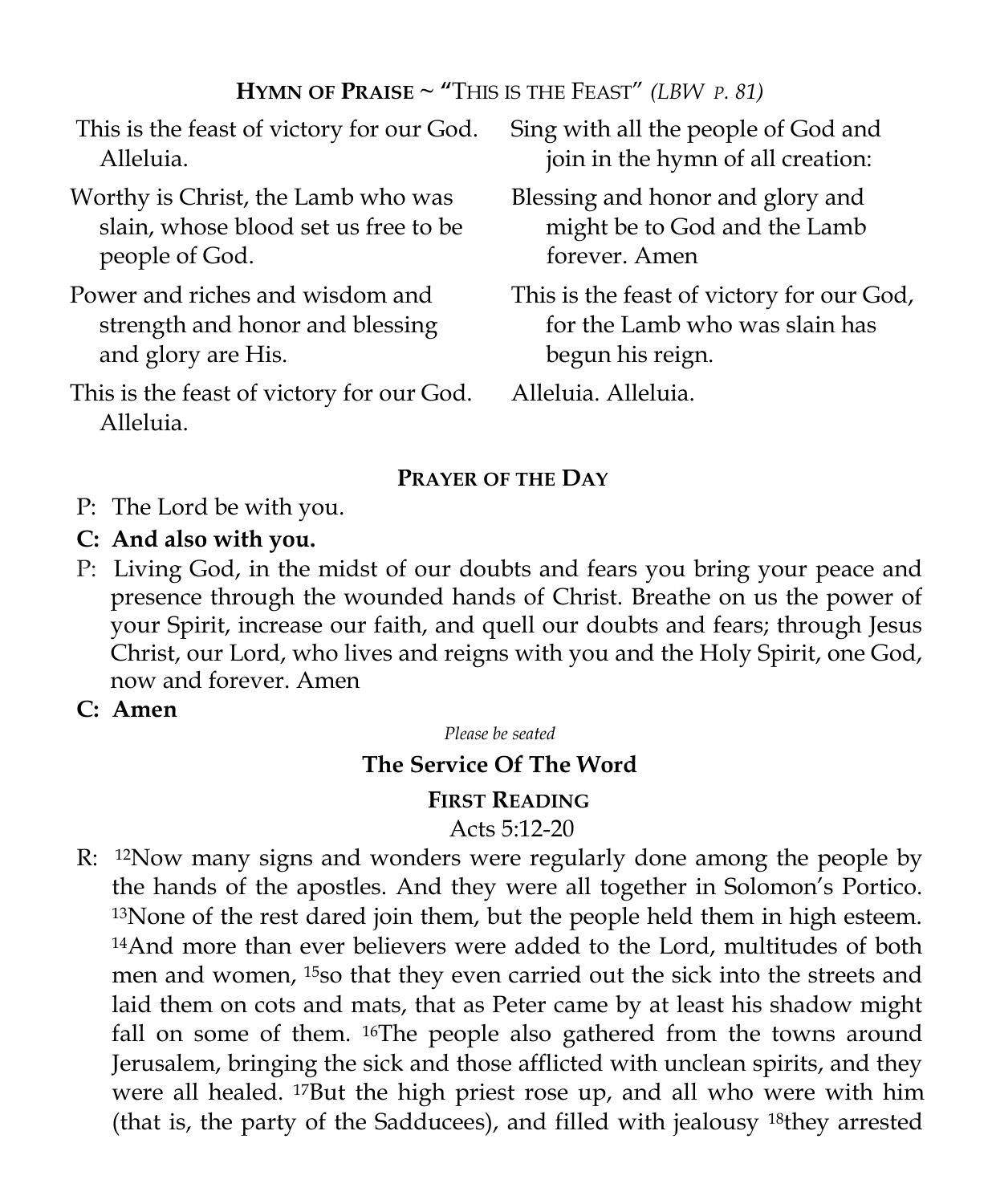## **HYMN OF PRAISE ~ "THIS IS THE FEAST"** *(LBW p. 81)*

This is the feast of victory for our God. Alleluia.

Worthy is Christ, the Lamb who was slain, whose blood set us free to be people of God.

Power and riches and wisdom and strength and honor and blessing and glory are His.

This is the feast of victory for our God. Alleluia.

Sing with all the people of God and join in the hymn of all creation:

Blessing and honor and glory and might be to God and the Lamb forever. Amen

This is the feast of victory for our God, for the Lamb who was slain has begun his reign.

Alleluia. Alleluia.

## **PRAYER OF THE DAY**

P: The Lord be with you.

**C: And also with you.**

P: Living God, in the midst of our doubts and fears you bring your peace and presence through the wounded hands of Christ. Breathe on us the power of your Spirit, increase our faith, and quell our doubts and fears; through Jesus Christ, our Lord, who lives and reigns with you and the Holy Spirit, one God, now and forever. Amen

**C: Amen**

*Please be seated*

# **The Service Of The Word**

## **FIRST READING**

Acts 5:12-20

R: [12]Now many signs and wonders were regularly done among the people by the hands of the apostles. And they were all together in Solomon's Portico. [13]None of the rest dared join them, but the people held them in high esteem. [14]And more than ever believers were added to the Lord, multitudes of both men and women, [15]so that they even carried out the sick into the streets and laid them on cots and mats, that as Peter came by at least his shadow might fall on some of them. [16]The people also gathered from the towns around Jerusalem, bringing the sick and those afflicted with unclean spirits, and they were all healed. [17]But the high priest rose up, and all who were with him (that is, the party of the Sadducees), and filled with jealousy [18]they arrested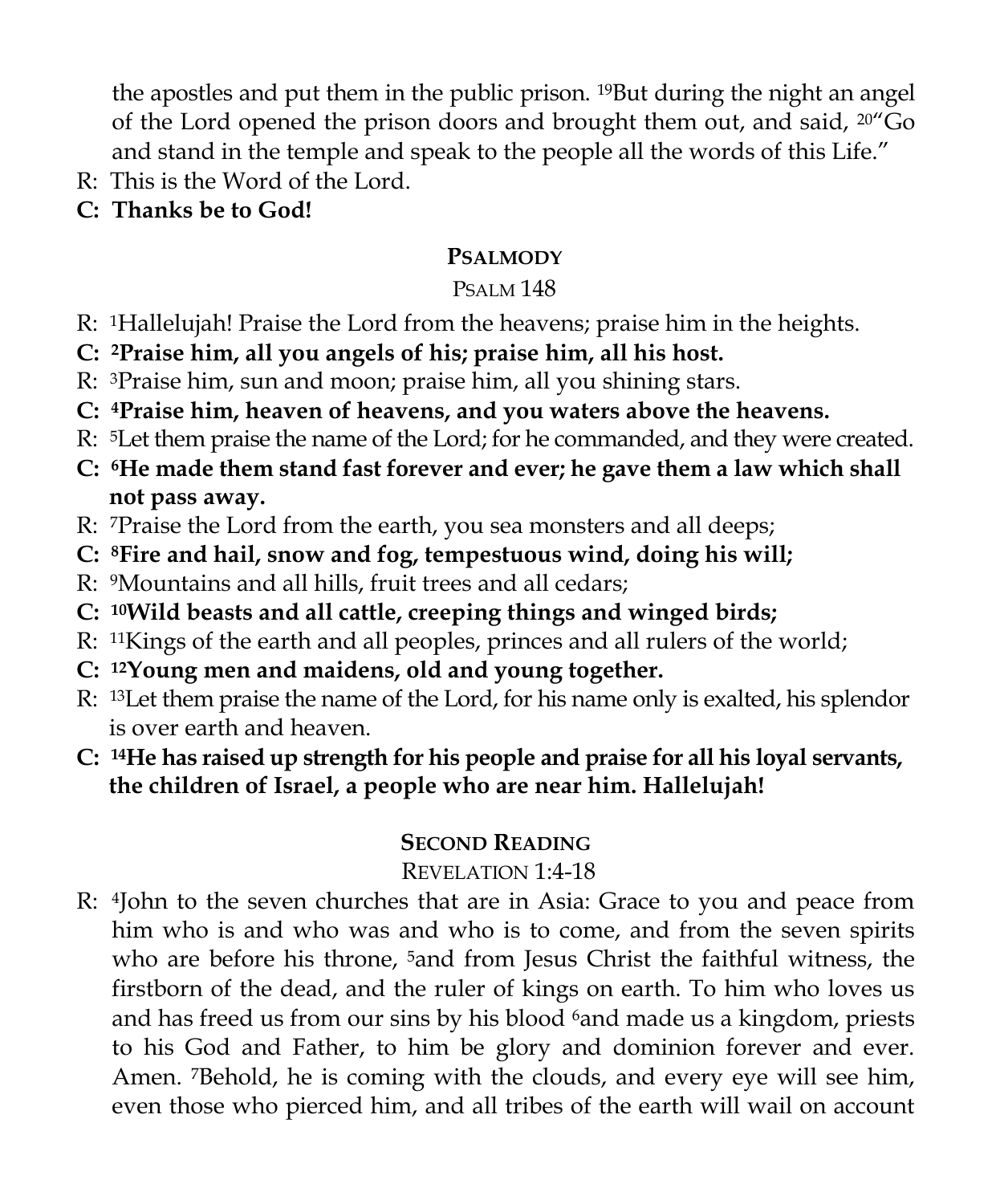the apostles and put them in the public prison. [19]But during the night an angel of the Lord opened the prison doors and brought them out, and said, [20]"Go and stand in the temple and speak to the people all the words of this Life."

R: This is the Word of the Lord.

**C: Thanks be to God!**

## PSALMODY

PSALM 148

R: [1]Hallelujah! Praise the Lord from the heavens; praise him in the heights.

**C: [2]Praise him, all you angels of his; praise him, all his host.**

R: [3]Praise him, sun and moon; praise him, all you shining stars.

**C: [4]Praise him, heaven of heavens, and you waters above the heavens.**

R: [5]Let them praise the name of the Lord; for he commanded, and they were created.

**C: [6]He made them stand fast forever and ever; he gave them a law which shall not pass away.**

R: [7]Praise the Lord from the earth, you sea monsters and all deeps;

**C: [8]Fire and hail, snow and fog, tempestuous wind, doing his will;**

R: [9]Mountains and all hills, fruit trees and all cedars;

**C: [10]Wild beasts and all cattle, creeping things and winged birds;**

R: [11]Kings of the earth and all peoples, princes and all rulers of the world;

**C: [12]Young men and maidens, old and young together.**

R: [13]Let them praise the name of the Lord, for his name only is exalted, his splendor is over earth and heaven.

**C: [14]He has raised up strength for his people and praise for all his loyal servants, the children of Israel, a people who are near him. Hallelujah!**

## SECOND READING

REVELATION 1:4-18

R: [4]John to the seven churches that are in Asia: Grace to you and peace from him who is and who was and who is to come, and from the seven spirits who are before his throne, [5]and from Jesus Christ the faithful witness, the firstborn of the dead, and the ruler of kings on earth. To him who loves us and has freed us from our sins by his blood [6]and made us a kingdom, priests to his God and Father, to him be glory and dominion forever and ever. Amen. [7]Behold, he is coming with the clouds, and every eye will see him, even those who pierced him, and all tribes of the earth will wail on account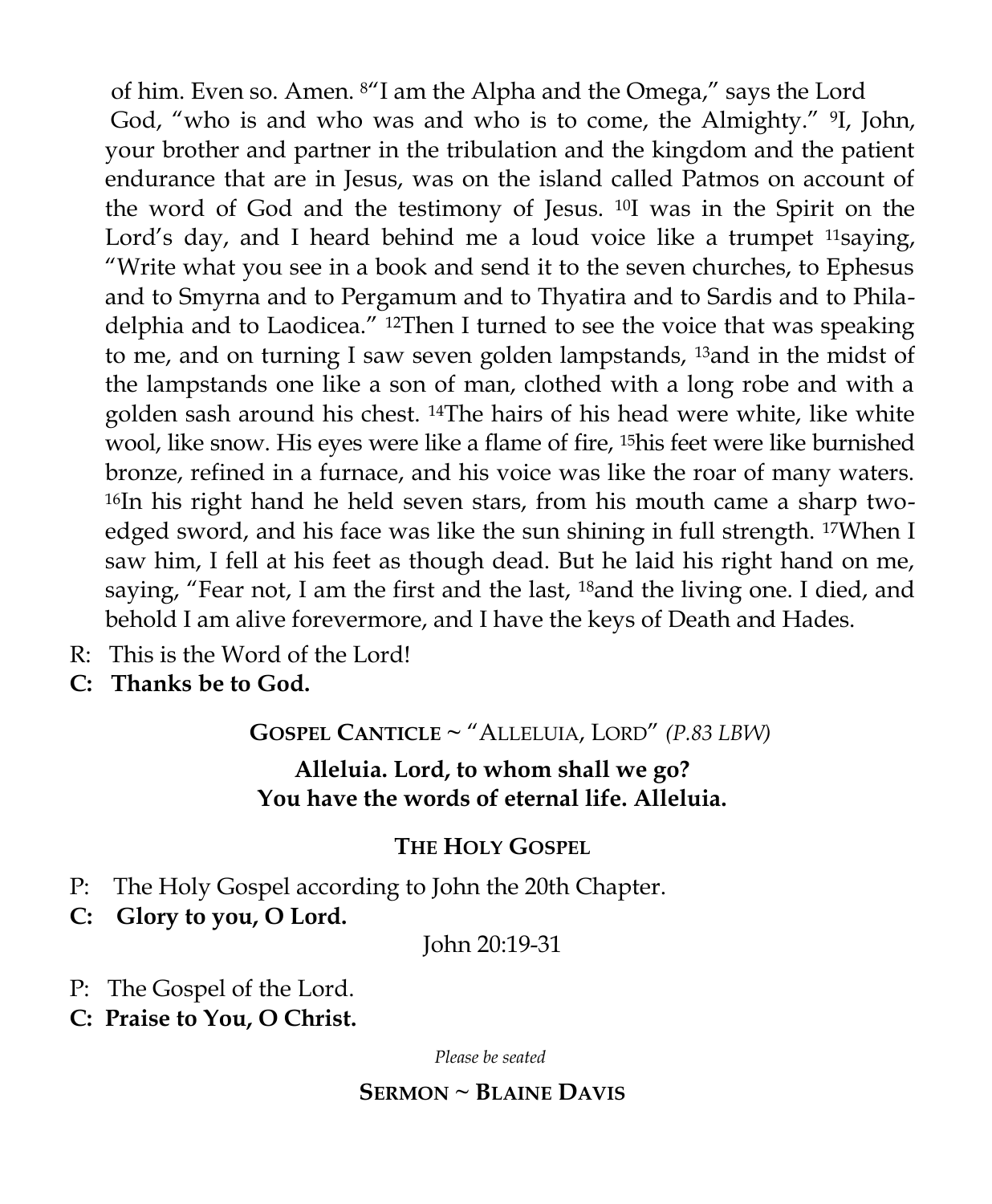of him. Even so. Amen. [8]"I am the Alpha and the Omega," says the Lord God, "who is and who was and who is to come, the Almighty." [9]I, John, your brother and partner in the tribulation and the kingdom and the patient endurance that are in Jesus, was on the island called Patmos on account of the word of God and the testimony of Jesus. [10]I was in the Spirit on the Lord's day, and I heard behind me a loud voice like a trumpet [11]saying, "Write what you see in a book and send it to the seven churches, to Ephesus and to Smyrna and to Pergamum and to Thyatira and to Sardis and to Philadelphia and to Laodicea." [12]Then I turned to see the voice that was speaking to me, and on turning I saw seven golden lampstands, [13]and in the midst of the lampstands one like a son of man, clothed with a long robe and with a golden sash around his chest. [14]The hairs of his head were white, like white wool, like snow. His eyes were like a flame of fire, [15]his feet were like burnished bronze, refined in a furnace, and his voice was like the roar of many waters. [16]In his right hand he held seven stars, from his mouth came a sharp two-edged sword, and his face was like the sun shining in full strength. [17]When I saw him, I fell at his feet as though dead. But he laid his right hand on me, saying, "Fear not, I am the first and the last, [18]and the living one. I died, and behold I am alive forevermore, and I have the keys of Death and Hades.

R: This is the Word of the Lord!
**C: Thanks be to God.**

**GOSPEL CANTICLE** ~ "ALLELUIA, LORD" *(P.83 LBW)*

**Alleluia. Lord, to whom shall we go?**
**You have the words of eternal life. Alleluia.**

**THE HOLY GOSPEL**

P: The Holy Gospel according to John the 20th Chapter.
**C: Glory to you, O Lord.**

John 20:19-31

P: The Gospel of the Lord.
**C: Praise to You, O Christ.**

*Please be seated*

**SERMON ~ BLAINE DAVIS**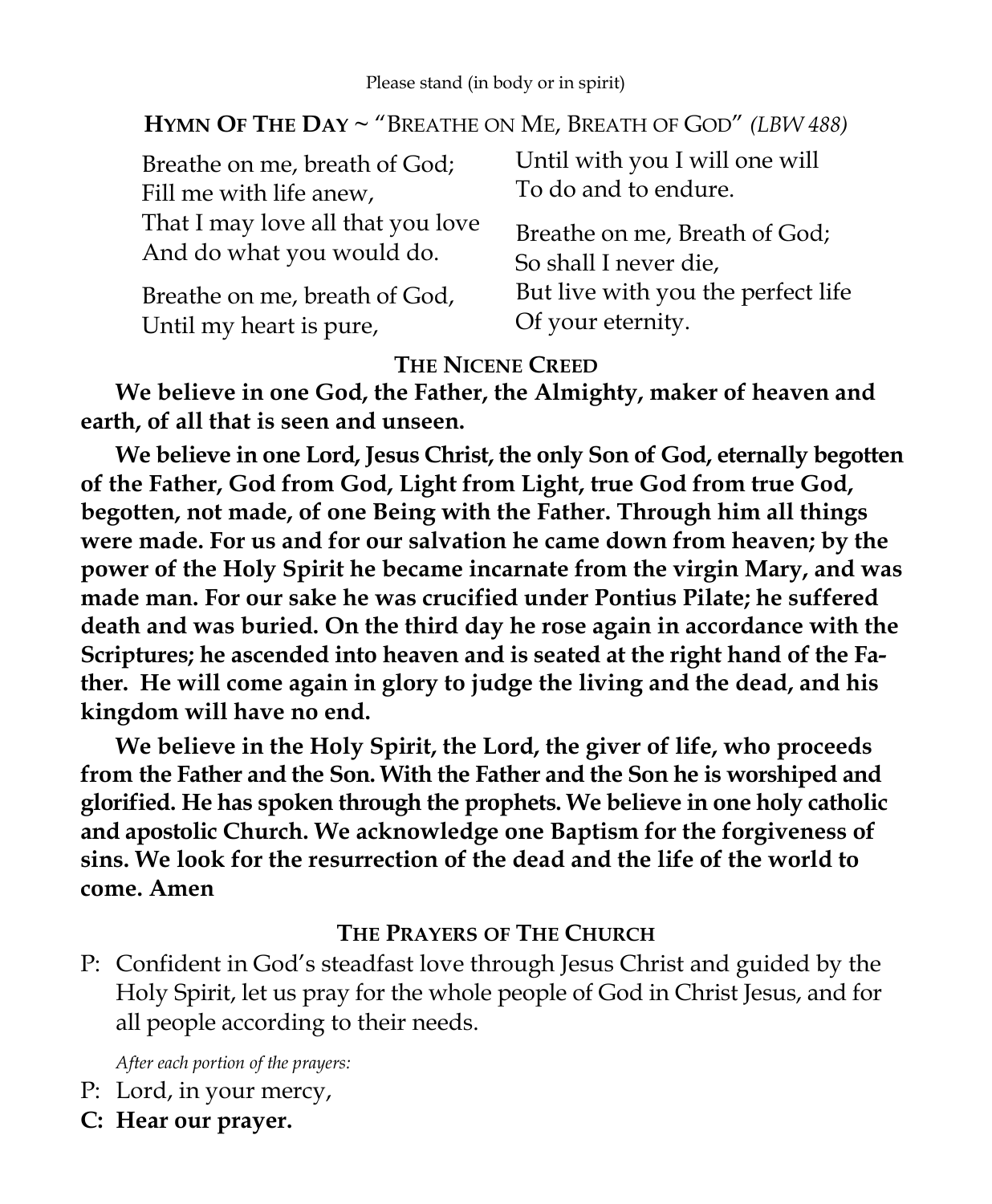Please stand (in body or in spirit)

## HYMN OF THE DAY ~ "BREATHE ON ME, BREATH OF GOD" *(LBW 488)*

Breathe on me, breath of God;
Fill me with life anew,
That I may love all that you love
And do what you would do.

Breathe on me, breath of God,
Until my heart is pure,
Until with you I will one will
To do and to endure.

Breathe on me, Breath of God;
So shall I never die,
But live with you the perfect life
Of your eternity.

## THE NICENE CREED

**We believe in one God, the Father, the Almighty, maker of heaven and earth, of all that is seen and unseen.**

**We believe in one Lord, Jesus Christ, the only Son of God, eternally begotten of the Father, God from God, Light from Light, true God from true God, begotten, not made, of one Being with the Father. Through him all things were made. For us and for our salvation he came down from heaven; by the power of the Holy Spirit he became incarnate from the virgin Mary, and was made man. For our sake he was crucified under Pontius Pilate; he suffered death and was buried. On the third day he rose again in accordance with the Scriptures; he ascended into heaven and is seated at the right hand of the Father. He will come again in glory to judge the living and the dead, and his kingdom will have no end.**

**We believe in the Holy Spirit, the Lord, the giver of life, who proceeds from the Father and the Son. With the Father and the Son he is worshiped and glorified. He has spoken through the prophets. We believe in one holy catholic and apostolic Church. We acknowledge one Baptism for the forgiveness of sins. We look for the resurrection of the dead and the life of the world to come. Amen**

## THE PRAYERS OF THE CHURCH

P: Confident in God's steadfast love through Jesus Christ and guided by the Holy Spirit, let us pray for the whole people of God in Christ Jesus, and for all people according to their needs.

*After each portion of the prayers:*

P: Lord, in your mercy,

**C: Hear our prayer.**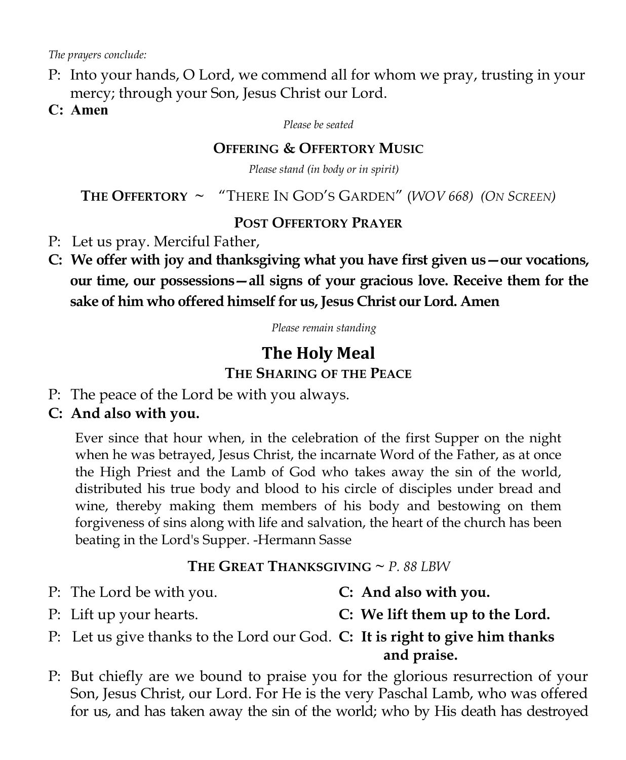*The prayers conclude:*

P: Into your hands, O Lord, we commend all for whom we pray, trusting in your mercy; through your Son, Jesus Christ our Lord.

**C: Amen**

*Please be seated*

**OFFERING & OFFERTORY MUSIC**

*Please stand (in body or in spirit)*

**THE OFFERTORY** ~ "THERE IN GOD'S GARDEN" (*WOV 668*) *(ON SCREEN)*

**POST OFFERTORY PRAYER**

P: Let us pray. Merciful Father,

**C: We offer with joy and thanksgiving what you have first given us—our vocations, our time, our possessions—all signs of your gracious love. Receive them for the sake of him who offered himself for us, Jesus Christ our Lord. Amen**

*Please remain standing*

## The Holy Meal

**THE SHARING OF THE PEACE**

P: The peace of the Lord be with you always.

**C: And also with you.**

Ever since that hour when, in the celebration of the first Supper on the night when he was betrayed, Jesus Christ, the incarnate Word of the Father, as at once the High Priest and the Lamb of God who takes away the sin of the world, distributed his true body and blood to his circle of disciples under bread and wine, thereby making them members of his body and bestowing on them forgiveness of sins along with life and salvation, the heart of the church has been beating in the Lord's Supper. -Hermann Sasse

**THE GREAT THANKSGIVING** ~ *P. 88 LBW*

P: The Lord be with you. **C: And also with you.**

P: Lift up your hearts. **C: We lift them up to the Lord.**

P: Let us give thanks to the Lord our God. **C: It is right to give him thanks and praise.**

P: But chiefly are we bound to praise you for the glorious resurrection of your Son, Jesus Christ, our Lord. For He is the very Paschal Lamb, who was offered for us, and has taken away the sin of the world; who by His death has destroyed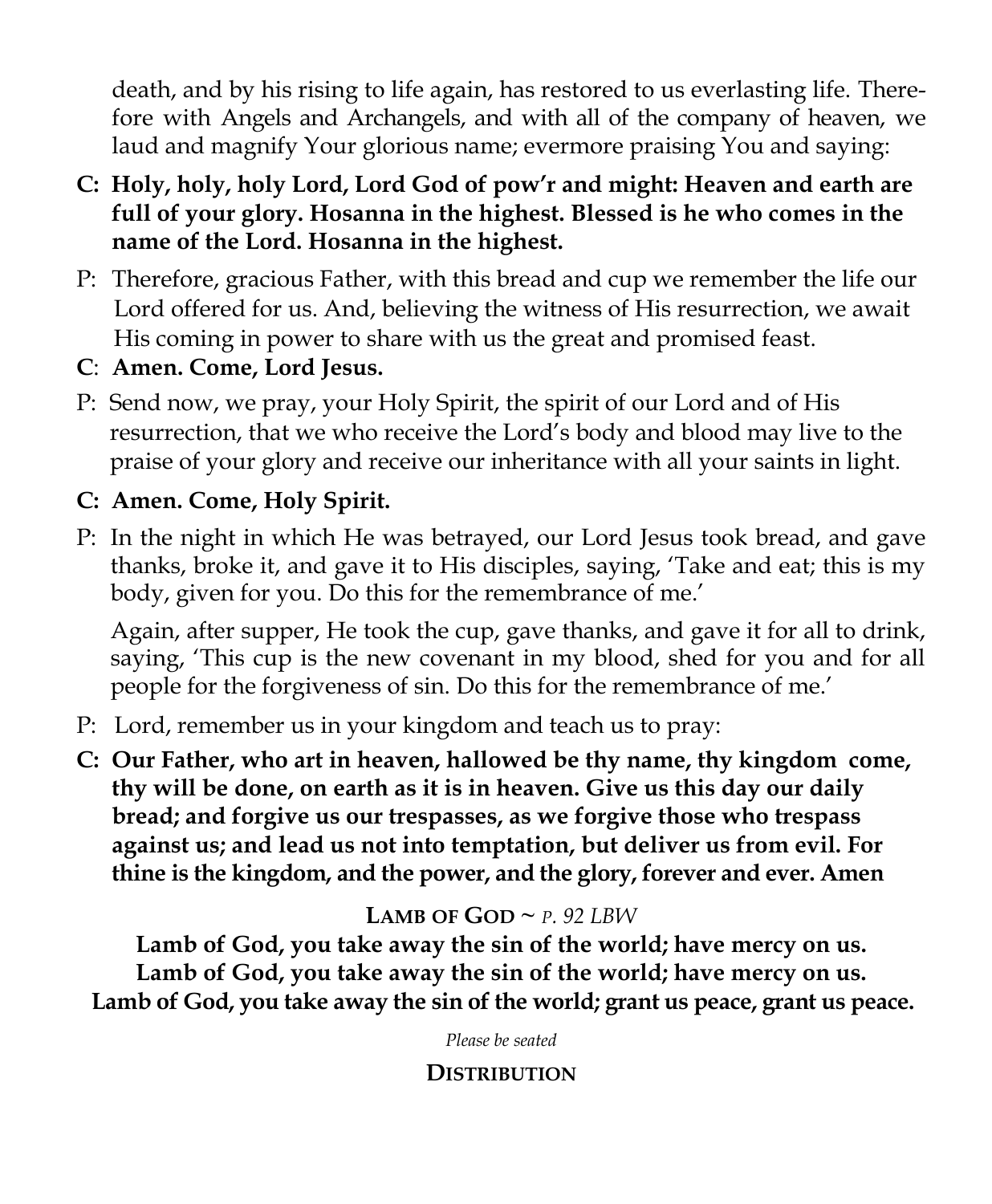death, and by his rising to life again, has restored to us everlasting life. Therefore with Angels and Archangels, and with all of the company of heaven, we laud and magnify Your glorious name; evermore praising You and saying:

**C: Holy, holy, holy Lord, Lord God of pow'r and might: Heaven and earth are full of your glory. Hosanna in the highest. Blessed is he who comes in the name of the Lord. Hosanna in the highest.**

P: Therefore, gracious Father, with this bread and cup we remember the life our Lord offered for us. And, believing the witness of His resurrection, we await His coming in power to share with us the great and promised feast.

**C: Amen. Come, Lord Jesus.**

P: Send now, we pray, your Holy Spirit, the spirit of our Lord and of His resurrection, that we who receive the Lord's body and blood may live to the praise of your glory and receive our inheritance with all your saints in light.

**C: Amen. Come, Holy Spirit.**

P: In the night in which He was betrayed, our Lord Jesus took bread, and gave thanks, broke it, and gave it to His disciples, saying, 'Take and eat; this is my body, given for you. Do this for the remembrance of me.'

Again, after supper, He took the cup, gave thanks, and gave it for all to drink, saying, 'This cup is the new covenant in my blood, shed for you and for all people for the forgiveness of sin. Do this for the remembrance of me.'

P: Lord, remember us in your kingdom and teach us to pray:

**C: Our Father, who art in heaven, hallowed be thy name, thy kingdom come, thy will be done, on earth as it is in heaven. Give us this day our daily bread; and forgive us our trespasses, as we forgive those who trespass against us; and lead us not into temptation, but deliver us from evil. For thine is the kingdom, and the power, and the glory, forever and ever. Amen**

**LAMB OF GOD** ~ *P. 92 LBW*

**Lamb of God, you take away the sin of the world; have mercy on us.**
**Lamb of God, you take away the sin of the world; have mercy on us.**
**Lamb of God, you take away the sin of the world; grant us peace, grant us peace.**

*Please be seated*

**DISTRIBUTION**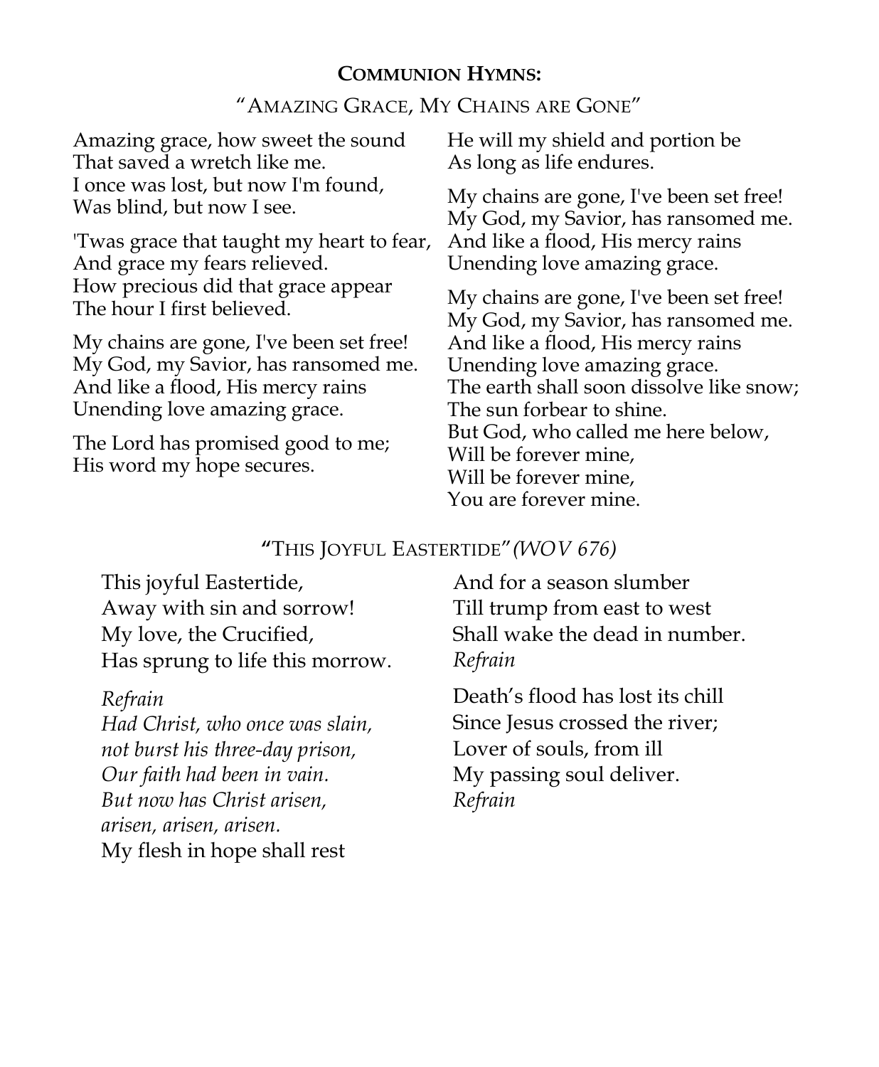## COMMUNION HYMNS:

### "AMAZING GRACE, MY CHAINS ARE GONE"

Amazing grace, how sweet the sound
That saved a wretch like me.
I once was lost, but now I'm found,
Was blind, but now I see.

'Twas grace that taught my heart to fear,
And grace my fears relieved.
How precious did that grace appear
The hour I first believed.

My chains are gone, I've been set free!
My God, my Savior, has ransomed me.
And like a flood, His mercy rains
Unending love amazing grace.

The Lord has promised good to me;
His word my hope secures.
He will my shield and portion be
As long as life endures.

My chains are gone, I've been set free!
My God, my Savior, has ransomed me.
And like a flood, His mercy rains
Unending love amazing grace.

My chains are gone, I've been set free!
My God, my Savior, has ransomed me.
And like a flood, His mercy rains
Unending love amazing grace.
The earth shall soon dissolve like snow;
The sun forbear to shine.
But God, who called me here below,
Will be forever mine,
Will be forever mine,
You are forever mine.

### "THIS JOYFUL EASTERTIDE" *(WOV 676)*

This joyful Eastertide,
Away with sin and sorrow!
My love, the Crucified,
Has sprung to life this morrow.

*Refrain*
*Had Christ, who once was slain,*
*not burst his three-day prison,*
*Our faith had been in vain.*
*But now has Christ arisen,*
*arisen, arisen, arisen.*

My flesh in hope shall rest
And for a season slumber
Till trump from east to west
Shall wake the dead in number.
*Refrain*

Death's flood has lost its chill
Since Jesus crossed the river;
Lover of souls, from ill
My passing soul deliver.
*Refrain*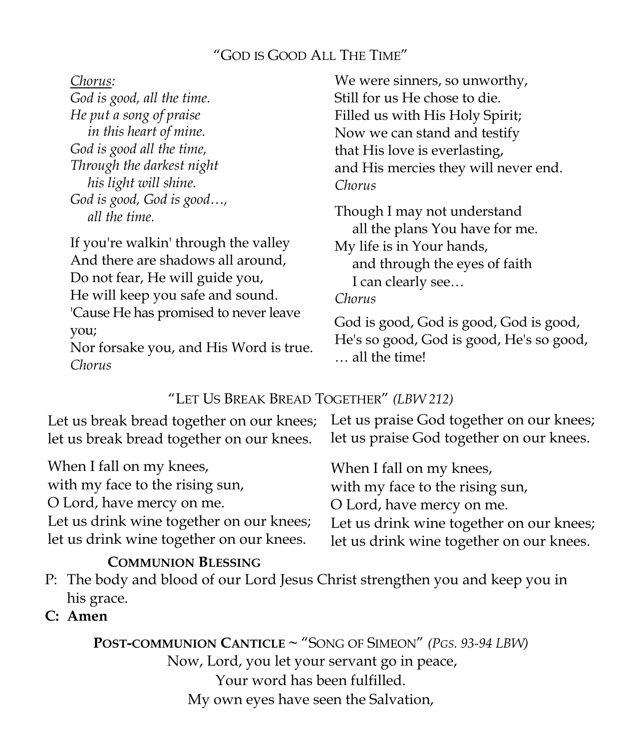## "God is Good All The Time"

*Chorus:*
*God is good, all the time.*
*He put a song of praise*
*in this heart of mine.*
*God is good all the time,*
*Through the darkest night*
*his light will shine.*
*God is good, God is good…,*
*all the time.*

If you're walkin' through the valley
And there are shadows all around,
Do not fear, He will guide you,
He will keep you safe and sound.
'Cause He has promised to never leave you;
Nor forsake you, and His Word is true.
*Chorus*

We were sinners, so unworthy,
Still for us He chose to die.
Filled us with His Holy Spirit;
Now we can stand and testify
that His love is everlasting,
and His mercies they will never end.
*Chorus*

Though I may not understand
all the plans You have for me.
My life is in Your hands,
and through the eyes of faith
I can clearly see…
*Chorus*

God is good, God is good, God is good,
He's so good, God is good, He's so good,
… all the time!

## "Let Us Break Bread Together" *(LBW 212)*

Let us break bread together on our knees;
let us break bread together on our knees.

When I fall on my knees,
with my face to the rising sun,
O Lord, have mercy on me.
Let us drink wine together on our knees;
let us drink wine together on our knees.

Let us praise God together on our knees;
let us praise God together on our knees.

When I fall on my knees,
with my face to the rising sun,
O Lord, have mercy on me.
Let us drink wine together on our knees;
let us drink wine together on our knees.

### Communion Blessing

P: The body and blood of our Lord Jesus Christ strengthen you and keep you in his grace.
**C: Amen**

### Post-communion Canticle ~ "Song of Simeon" *(Pgs. 93-94 LBW)*

Now, Lord, you let your servant go in peace,
Your word has been fulfilled.
My own eyes have seen the Salvation,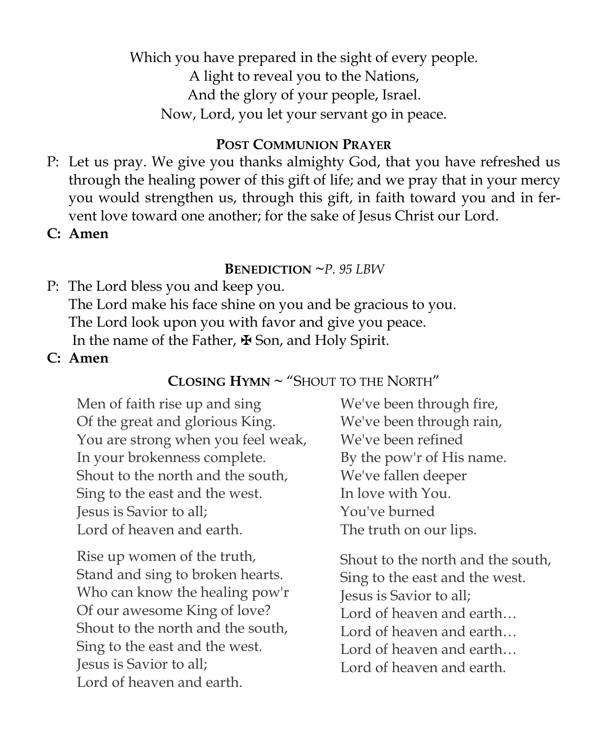Which you have prepared in the sight of every people.
A light to reveal you to the Nations,
And the glory of your people, Israel.
Now, Lord, you let your servant go in peace.

### POST COMMUNION PRAYER

P: Let us pray. We give you thanks almighty God, that you have refreshed us through the healing power of this gift of life; and we pray that in your mercy you would strengthen us, through this gift, in faith toward you and in fervent love toward one another; for the sake of Jesus Christ our Lord.

**C: Amen**

### BENEDICTION ~*P. 95 LBW*

P: The Lord bless you and keep you.
The Lord make his face shine on you and be gracious to you.
The Lord look upon you with favor and give you peace.
In the name of the Father, ✠ Son, and Holy Spirit.

**C: Amen**

### CLOSING HYMN ~ "SHOUT TO THE NORTH"

Men of faith rise up and sing
Of the great and glorious King.
You are strong when you feel weak,
In your brokenness complete.
Shout to the north and the south,
Sing to the east and the west.
Jesus is Savior to all;
Lord of heaven and earth.

Rise up women of the truth,
Stand and sing to broken hearts.
Who can know the healing pow'r
Of our awesome King of love?
Shout to the north and the south,
Sing to the east and the west.
Jesus is Savior to all;
Lord of heaven and earth.

We've been through fire,
We've been through rain,
We've been refined
By the pow'r of His name.
We've fallen deeper
In love with You.
You've burned
The truth on our lips.

Shout to the north and the south,
Sing to the east and the west.
Jesus is Savior to all;
Lord of heaven and earth…
Lord of heaven and earth…
Lord of heaven and earth…
Lord of heaven and earth.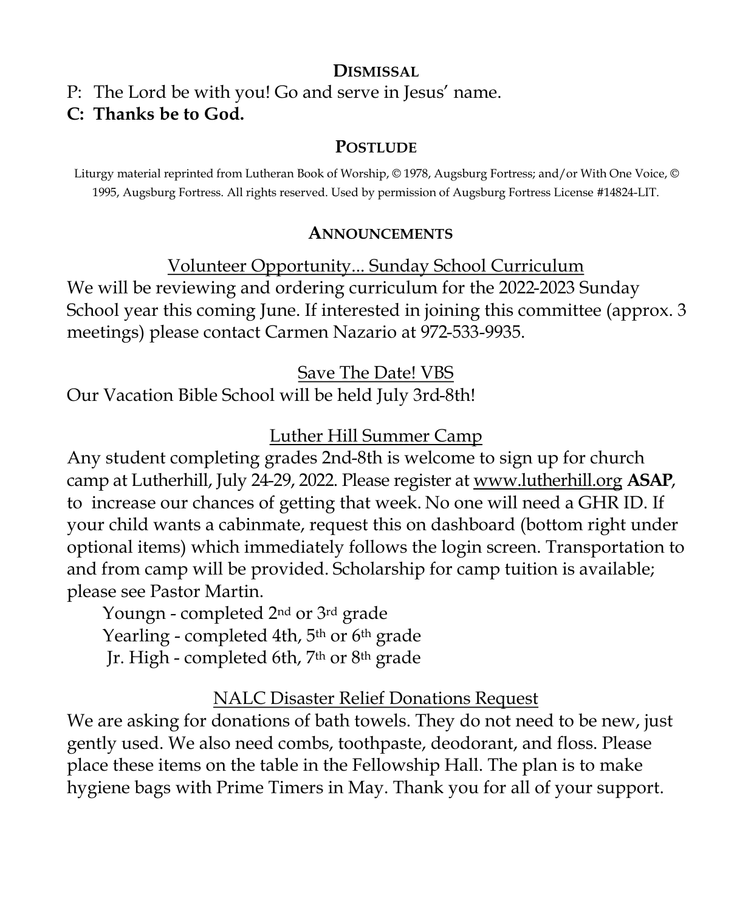### Dismissal

P: The Lord be with you! Go and serve in Jesus' name.

**C: Thanks be to God.**

### Postlude

Liturgy material reprinted from Lutheran Book of Worship, © 1978, Augsburg Fortress; and/or With One Voice, © 1995, Augsburg Fortress. All rights reserved. Used by permission of Augsburg Fortress License #14824-LIT.

### Announcements

Volunteer Opportunity... Sunday School Curriculum

We will be reviewing and ordering curriculum for the 2022-2023 Sunday School year this coming June. If interested in joining this committee (approx. 3 meetings) please contact Carmen Nazario at 972-533-9935.

Save The Date! VBS

Our Vacation Bible School will be held July 3rd-8th!

Luther Hill Summer Camp

Any student completing grades 2nd-8th is welcome to sign up for church camp at Lutherhill, July 24-29, 2022. Please register at www.lutherhill.org **ASAP**, to increase our chances of getting that week. No one will need a GHR ID. If your child wants a cabinmate, request this on dashboard (bottom right under optional items) which immediately follows the login screen. Transportation to and from camp will be provided. Scholarship for camp tuition is available; please see Pastor Martin.

Youngn - completed 2nd or 3rd grade
Yearling - completed 4th, 5th or 6th grade
Jr. High - completed 6th, 7th or 8th grade

NALC Disaster Relief Donations Request

We are asking for donations of bath towels. They do not need to be new, just gently used. We also need combs, toothpaste, deodorant, and floss. Please place these items on the table in the Fellowship Hall. The plan is to make hygiene bags with Prime Timers in May. Thank you for all of your support.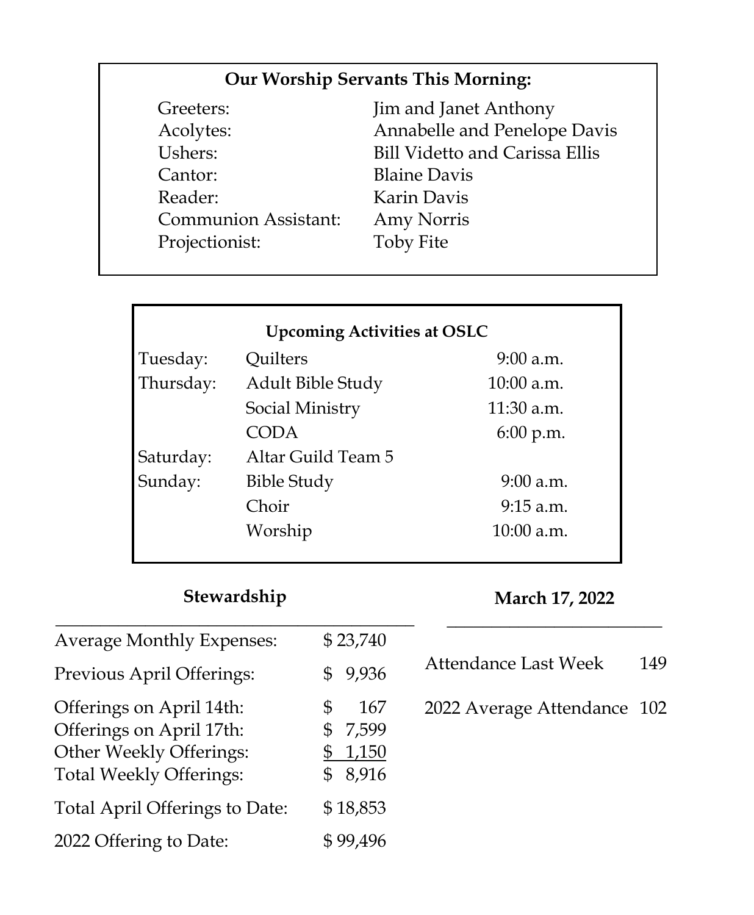## Our Worship Servants This Morning:

| | |
|---|---|
| Greeters: | Jim and Janet Anthony |
| Acolytes: | Annabelle and Penelope Davis |
| Ushers: | Bill Videtto and Carissa Ellis |
| Cantor: | Blaine Davis |
| Reader: | Karin Davis |
| Communion Assistant: | Amy Norris |
| Projectionist: | Toby Fite |

## Upcoming Activities at OSLC

| | | |
|---|---|---|
| Tuesday: | Quilters | 9:00 a.m. |
| Thursday: | Adult Bible Study | 10:00 a.m. |
| | Social Ministry | 11:30 a.m. |
| | CODA | 6:00 p.m. |
| Saturday: | Altar Guild Team 5 | |
| Sunday: | Bible Study | 9:00 a.m. |
| | Choir | 9:15 a.m. |
| | Worship | 10:00 a.m. |

## Stewardship

| | |
|---|---|
| Average Monthly Expenses: | $ 23,740 |
| Previous April Offerings: | $ 9,936 |
| Offerings on April 14th: | $ 167 |
| Offerings on April 17th: | $ 7,599 |
| Other Weekly Offerings: | $ 1,150 |
| Total Weekly Offerings: | $ 8,916 |
| Total April Offerings to Date: | $ 18,853 |
| 2022 Offering to Date: | $ 99,496 |

## March 17, 2022

| | |
|---|---|
| Attendance Last Week | 149 |
| 2022 Average Attendance | 102 |